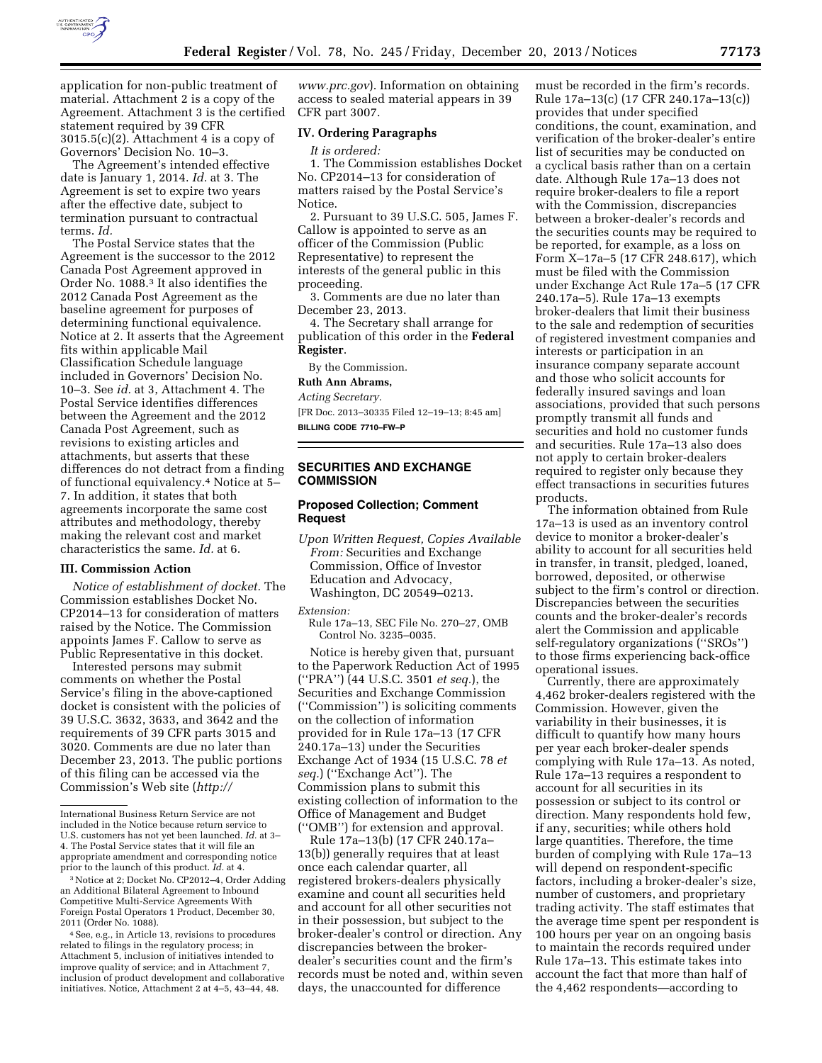application for non-public treatment of material. Attachment 2 is a copy of the Agreement. Attachment 3 is the certified statement required by 39 CFR 3015.5(c)(2). Attachment 4 is a copy of Governors' Decision No. 10–3.

The Agreement's intended effective date is January 1, 2014. *Id.* at 3. The Agreement is set to expire two years after the effective date, subject to termination pursuant to contractual terms. *Id.*

The Postal Service states that the Agreement is the successor to the 2012 Canada Post Agreement approved in Order No. 1088.[3] It also identifies the 2012 Canada Post Agreement as the baseline agreement for purposes of determining functional equivalence. Notice at 2. It asserts that the Agreement fits within applicable Mail Classification Schedule language included in Governors' Decision No. 10–3. See *id.* at 3, Attachment 4. The Postal Service identifies differences between the Agreement and the 2012 Canada Post Agreement, such as revisions to existing articles and attachments, but asserts that these differences do not detract from a finding of functional equivalency.[4] Notice at 5–7. In addition, it states that both agreements incorporate the same cost attributes and methodology, thereby making the relevant cost and market characteristics the same. *Id.* at 6.

### III. Commission Action

*Notice of establishment of docket.* The Commission establishes Docket No. CP2014–13 for consideration of matters raised by the Notice. The Commission appoints James F. Callow to serve as Public Representative in this docket.

Interested persons may submit comments on whether the Postal Service's filing in the above-captioned docket is consistent with the policies of 39 U.S.C. 3632, 3633, and 3642 and the requirements of 39 CFR parts 3015 and 3020. Comments are due no later than December 23, 2013. The public portions of this filing can be accessed via the Commission's Web site (*http://www.prc.gov*). Information on obtaining access to sealed material appears in 39 CFR part 3007.

### IV. Ordering Paragraphs

*It is ordered:*

1. The Commission establishes Docket No. CP2014–13 for consideration of matters raised by the Postal Service's Notice.

2. Pursuant to 39 U.S.C. 505, James F. Callow is appointed to serve as an officer of the Commission (Public Representative) to represent the interests of the general public in this proceeding.

3. Comments are due no later than December 23, 2013.

4. The Secretary shall arrange for publication of this order in the **Federal Register**.

By the Commission.

**Ruth Ann Abrams,**

*Acting Secretary.*

[FR Doc. 2013–30335 Filed 12–19–13; 8:45 am]

**BILLING CODE 7710–FW–P**

International Business Return Service are not included in the Notice because return service to U.S. customers has not yet been launched. *Id.* at 3–4. The Postal Service states that it will file an appropriate amendment and corresponding notice prior to the launch of this product. *Id.* at 4.

[3] Notice at 2; Docket No. CP2012–4, Order Adding an Additional Bilateral Agreement to Inbound Competitive Multi-Service Agreements With Foreign Postal Operators 1 Product, December 30, 2011 (Order No. 1088).

[4] See, e.g., in Article 13, revisions to procedures related to filings in the regulatory process; in Attachment 5, inclusion of initiatives intended to improve quality of service; and in Attachment 7, inclusion of product development and collaborative initiatives. Notice, Attachment 2 at 4–5, 43–44, 48.

## SECURITIES AND EXCHANGE COMMISSION

### Proposed Collection; Comment Request

*Upon Written Request, Copies Available From:* Securities and Exchange Commission, Office of Investor Education and Advocacy, Washington, DC 20549–0213.

*Extension:*

Rule 17a–13, SEC File No. 270–27, OMB Control No. 3235–0035.

Notice is hereby given that, pursuant to the Paperwork Reduction Act of 1995 (''PRA'') (44 U.S.C. 3501 *et seq.*), the Securities and Exchange Commission (''Commission'') is soliciting comments on the collection of information provided for in Rule 17a–13 (17 CFR 240.17a–13) under the Securities Exchange Act of 1934 (15 U.S.C. 78 *et seq.*) (''Exchange Act''). The Commission plans to submit this existing collection of information to the Office of Management and Budget (''OMB'') for extension and approval.

Rule 17a–13(b) (17 CFR 240.17a–13(b)) generally requires that at least once each calendar quarter, all registered brokers-dealers physically examine and count all securities held and account for all other securities not in their possession, but subject to the broker-dealer's control or direction. Any discrepancies between the broker-dealer's securities count and the firm's records must be noted and, within seven days, the unaccounted for difference must be recorded in the firm's records. Rule 17a–13(c) (17 CFR 240.17a–13(c)) provides that under specified conditions, the count, examination, and verification of the broker-dealer's entire list of securities may be conducted on a cyclical basis rather than on a certain date. Although Rule 17a–13 does not require broker-dealers to file a report with the Commission, discrepancies between a broker-dealer's records and the securities counts may be required to be reported, for example, as a loss on Form X–17a–5 (17 CFR 248.617), which must be filed with the Commission under Exchange Act Rule 17a–5 (17 CFR 240.17a–5). Rule 17a–13 exempts broker-dealers that limit their business to the sale and redemption of securities of registered investment companies and interests or participation in an insurance company separate account and those who solicit accounts for federally insured savings and loan associations, provided that such persons promptly transmit all funds and securities and hold no customer funds and securities. Rule 17a–13 also does not apply to certain broker-dealers required to register only because they effect transactions in securities futures products.

The information obtained from Rule 17a–13 is used as an inventory control device to monitor a broker-dealer's ability to account for all securities held in transfer, in transit, pledged, loaned, borrowed, deposited, or otherwise subject to the firm's control or direction. Discrepancies between the securities counts and the broker-dealer's records alert the Commission and applicable self-regulatory organizations (''SROs'') to those firms experiencing back-office operational issues.

Currently, there are approximately 4,462 broker-dealers registered with the Commission. However, given the variability in their businesses, it is difficult to quantify how many hours per year each broker-dealer spends complying with Rule 17a–13. As noted, Rule 17a–13 requires a respondent to account for all securities in its possession or subject to its control or direction. Many respondents hold few, if any, securities; while others hold large quantities. Therefore, the time burden of complying with Rule 17a–13 will depend on respondent-specific factors, including a broker-dealer's size, number of customers, and proprietary trading activity. The staff estimates that the average time spent per respondent is 100 hours per year on an ongoing basis to maintain the records required under Rule 17a–13. This estimate takes into account the fact that more than half of the 4,462 respondents—according to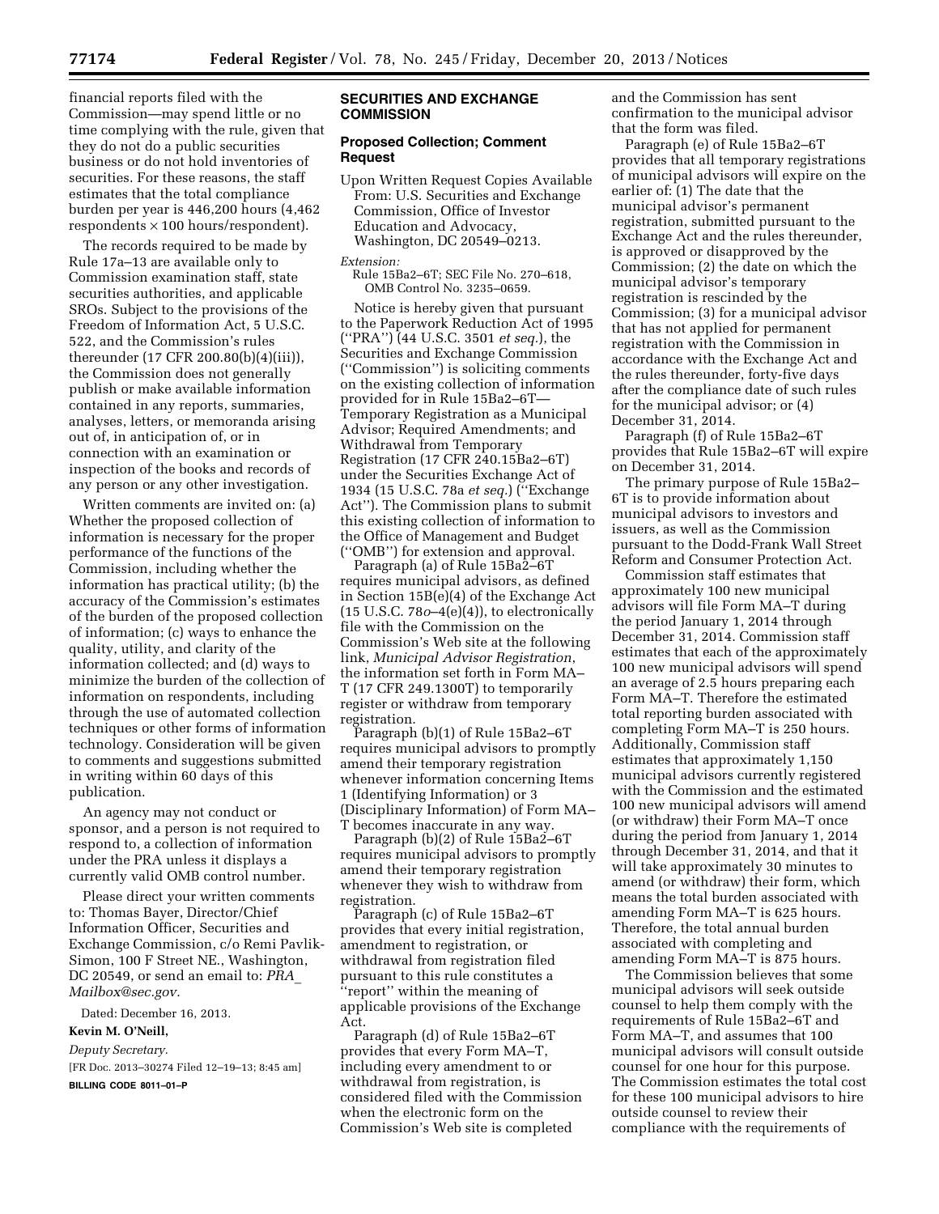financial reports filed with the Commission—may spend little or no time complying with the rule, given that they do not do a public securities business or do not hold inventories of securities. For these reasons, the staff estimates that the total compliance burden per year is 446,200 hours (4,462 respondents × 100 hours/respondent).

The records required to be made by Rule 17a–13 are available only to Commission examination staff, state securities authorities, and applicable SROs. Subject to the provisions of the Freedom of Information Act, 5 U.S.C. 522, and the Commission's rules thereunder (17 CFR 200.80(b)(4)(iii)), the Commission does not generally publish or make available information contained in any reports, summaries, analyses, letters, or memoranda arising out of, in anticipation of, or in connection with an examination or inspection of the books and records of any person or any other investigation.

Written comments are invited on: (a) Whether the proposed collection of information is necessary for the proper performance of the functions of the Commission, including whether the information has practical utility; (b) the accuracy of the Commission's estimates of the burden of the proposed collection of information; (c) ways to enhance the quality, utility, and clarity of the information collected; and (d) ways to minimize the burden of the collection of information on respondents, including through the use of automated collection techniques or other forms of information technology. Consideration will be given to comments and suggestions submitted in writing within 60 days of this publication.

An agency may not conduct or sponsor, and a person is not required to respond to, a collection of information under the PRA unless it displays a currently valid OMB control number.

Please direct your written comments to: Thomas Bayer, Director/Chief Information Officer, Securities and Exchange Commission, c/o Remi Pavlik-Simon, 100 F Street NE., Washington, DC 20549, or send an email to: *PRA_Mailbox@sec.gov.*

Dated: December 16, 2013.

**Kevin M. O'Neill,**

*Deputy Secretary.*

[FR Doc. 2013–30274 Filed 12–19–13; 8:45 am]

**BILLING CODE 8011–01–P**

## SECURITIES AND EXCHANGE COMMISSION

### Proposed Collection; Comment Request

Upon Written Request Copies Available From: U.S. Securities and Exchange Commission, Office of Investor Education and Advocacy, Washington, DC 20549–0213.

*Extension:*

Rule 15Ba2–6T; SEC File No. 270–618, OMB Control No. 3235–0659.

Notice is hereby given that pursuant to the Paperwork Reduction Act of 1995 (''PRA'') (44 U.S.C. 3501 *et seq.*), the Securities and Exchange Commission (''Commission'') is soliciting comments on the existing collection of information provided for in Rule 15Ba2–6T—Temporary Registration as a Municipal Advisor; Required Amendments; and Withdrawal from Temporary Registration (17 CFR 240.15Ba2–6T) under the Securities Exchange Act of 1934 (15 U.S.C. 78a *et seq.*) (''Exchange Act''). The Commission plans to submit this existing collection of information to the Office of Management and Budget (''OMB'') for extension and approval.

Paragraph (a) of Rule 15Ba2–6T requires municipal advisors, as defined in Section 15B(e)(4) of the Exchange Act (15 U.S.C. 78*o*–4(e)(4)), to electronically file with the Commission on the Commission's Web site at the following link, *Municipal Advisor Registration*, the information set forth in Form MA–T (17 CFR 249.1300T) to temporarily register or withdraw from temporary registration.

Paragraph (b)(1) of Rule 15Ba2–6T requires municipal advisors to promptly amend their temporary registration whenever information concerning Items 1 (Identifying Information) or 3 (Disciplinary Information) of Form MA–T becomes inaccurate in any way.

Paragraph (b)(2) of Rule 15Ba2–6T requires municipal advisors to promptly amend their temporary registration whenever they wish to withdraw from registration.

Paragraph (c) of Rule 15Ba2–6T provides that every initial registration, amendment to registration, or withdrawal from registration filed pursuant to this rule constitutes a ''report'' within the meaning of applicable provisions of the Exchange Act.

Paragraph (d) of Rule 15Ba2–6T provides that every Form MA–T, including every amendment to or withdrawal from registration, is considered filed with the Commission when the electronic form on the Commission's Web site is completed and the Commission has sent confirmation to the municipal advisor that the form was filed.

Paragraph (e) of Rule 15Ba2–6T provides that all temporary registrations of municipal advisors will expire on the earlier of: (1) The date that the municipal advisor's permanent registration, submitted pursuant to the Exchange Act and the rules thereunder, is approved or disapproved by the Commission; (2) the date on which the municipal advisor's temporary registration is rescinded by the Commission; (3) for a municipal advisor that has not applied for permanent registration with the Commission in accordance with the Exchange Act and the rules thereunder, forty-five days after the compliance date of such rules for the municipal advisor; or (4) December 31, 2014.

Paragraph (f) of Rule 15Ba2–6T provides that Rule 15Ba2–6T will expire on December 31, 2014.

The primary purpose of Rule 15Ba2–6T is to provide information about municipal advisors to investors and issuers, as well as the Commission pursuant to the Dodd-Frank Wall Street Reform and Consumer Protection Act.

Commission staff estimates that approximately 100 new municipal advisors will file Form MA–T during the period January 1, 2014 through December 31, 2014. Commission staff estimates that each of the approximately 100 new municipal advisors will spend an average of 2.5 hours preparing each Form MA–T. Therefore the estimated total reporting burden associated with completing Form MA–T is 250 hours. Additionally, Commission staff estimates that approximately 1,150 municipal advisors currently registered with the Commission and the estimated 100 new municipal advisors will amend (or withdraw) their Form MA–T once during the period from January 1, 2014 through December 31, 2014, and that it will take approximately 30 minutes to amend (or withdraw) their form, which means the total burden associated with amending Form MA–T is 625 hours. Therefore, the total annual burden associated with completing and amending Form MA–T is 875 hours.

The Commission believes that some municipal advisors will seek outside counsel to help them comply with the requirements of Rule 15Ba2–6T and Form MA–T, and assumes that 100 municipal advisors will consult outside counsel for one hour for this purpose. The Commission estimates the total cost for these 100 municipal advisors to hire outside counsel to review their compliance with the requirements of